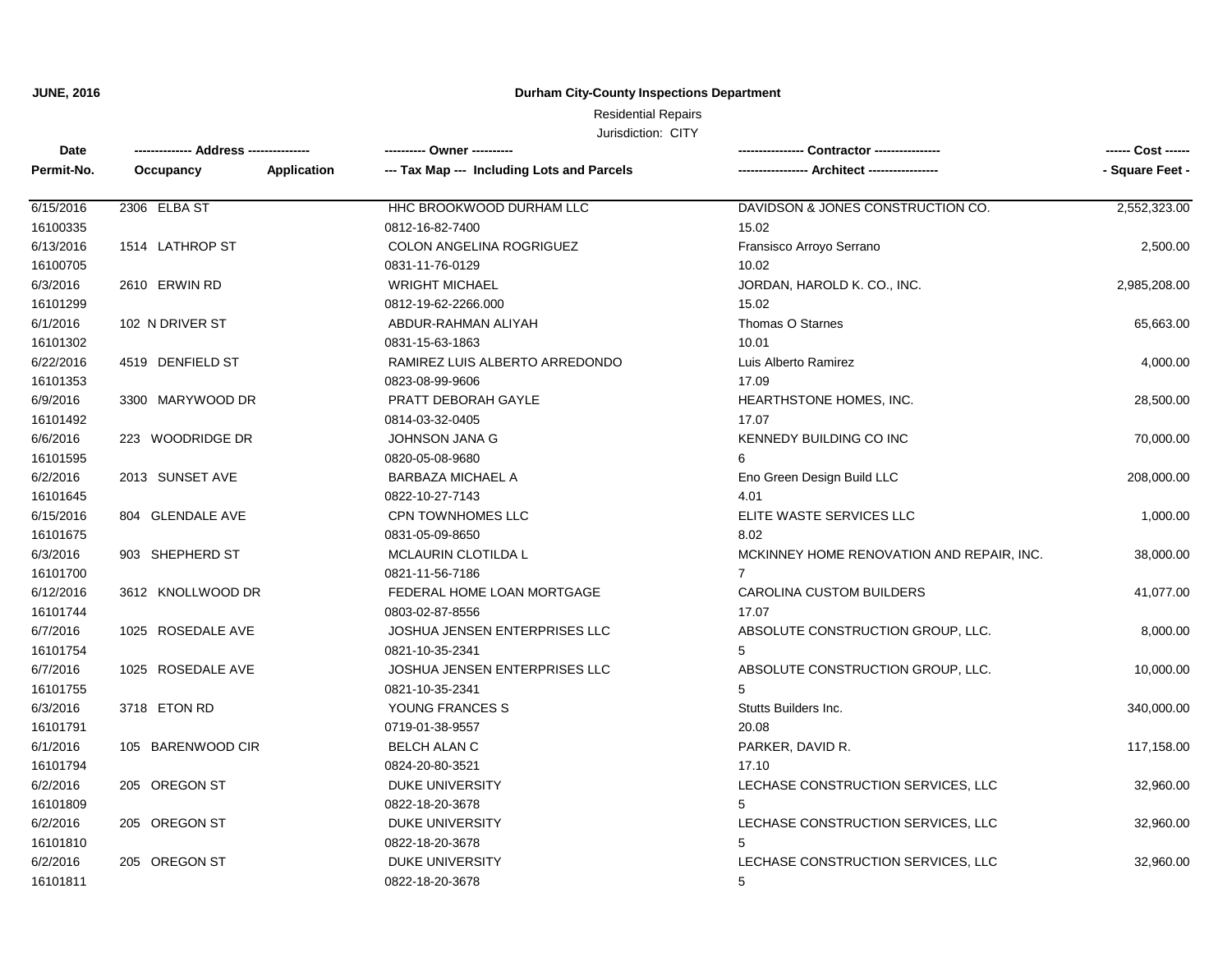**JUNE, 2016**

**Durham City-County Inspections Department**

Residential Repairs

Jurisdiction: CITY

| Date / Permit-No. | Address / Occupancy | Application | Owner / Tax Map --- Including Lots and Parcels | Contractor / Architect | Cost / Square Feet |
|---|---|---|---|---|---|
| 6/15/2016<br>16100335 | 2306 ELBA ST | | HHC BROOKWOOD DURHAM LLC<br>0812-16-82-7400 | DAVIDSON & JONES CONSTRUCTION CO.<br>15.02 | 2,552,323.00 |
| 6/13/2016<br>16100705 | 1514 LATHROP ST | | COLON ANGELINA ROGRIGUEZ<br>0831-11-76-0129 | Fransisco Arroyo Serrano<br>10.02 | 2,500.00 |
| 6/3/2016<br>16101299 | 2610 ERWIN RD | | WRIGHT MICHAEL<br>0812-19-62-2266.000 | JORDAN, HAROLD K. CO., INC.<br>15.02 | 2,985,208.00 |
| 6/1/2016<br>16101302 | 102 N DRIVER ST | | ABDUR-RAHMAN ALIYAH<br>0831-15-63-1863 | Thomas O Starnes<br>10.01 | 65,663.00 |
| 6/22/2016<br>16101353 | 4519 DENFIELD ST | | RAMIREZ LUIS ALBERTO ARREDONDO<br>0823-08-99-9606 | Luis Alberto Ramirez<br>17.09 | 4,000.00 |
| 6/9/2016<br>16101492 | 3300 MARYWOOD DR | | PRATT DEBORAH GAYLE<br>0814-03-32-0405 | HEARTHSTONE HOMES, INC.<br>17.07 | 28,500.00 |
| 6/6/2016<br>16101595 | 223 WOODRIDGE DR | | JOHNSON JANA G<br>0820-05-08-9680 | KENNEDY BUILDING CO INC<br>6 | 70,000.00 |
| 6/2/2016<br>16101645 | 2013 SUNSET AVE | | BARBAZA MICHAEL A<br>0822-10-27-7143 | Eno Green Design Build LLC<br>4.01 | 208,000.00 |
| 6/15/2016<br>16101675 | 804 GLENDALE AVE | | CPN TOWNHOMES LLC<br>0831-05-09-8650 | ELITE WASTE SERVICES LLC<br>8.02 | 1,000.00 |
| 6/3/2016<br>16101700 | 903 SHEPHERD ST | | MCLAURIN CLOTILDA L<br>0821-11-56-7186 | MCKINNEY HOME RENOVATION AND REPAIR, INC.<br>7 | 38,000.00 |
| 6/12/2016<br>16101744 | 3612 KNOLLWOOD DR | | FEDERAL HOME LOAN MORTGAGE<br>0803-02-87-8556 | CAROLINA CUSTOM BUILDERS<br>17.07 | 41,077.00 |
| 6/7/2016<br>16101754 | 1025 ROSEDALE AVE | | JOSHUA JENSEN ENTERPRISES LLC<br>0821-10-35-2341 | ABSOLUTE CONSTRUCTION GROUP, LLC.<br>5 | 8,000.00 |
| 6/7/2016<br>16101755 | 1025 ROSEDALE AVE | | JOSHUA JENSEN ENTERPRISES LLC<br>0821-10-35-2341 | ABSOLUTE CONSTRUCTION GROUP, LLC.<br>5 | 10,000.00 |
| 6/3/2016<br>16101791 | 3718 ETON RD | | YOUNG FRANCES S<br>0719-01-38-9557 | Stutts Builders Inc.<br>20.08 | 340,000.00 |
| 6/1/2016<br>16101794 | 105 BARENWOOD CIR | | BELCH ALAN C<br>0824-20-80-3521 | PARKER, DAVID R.<br>17.10 | 117,158.00 |
| 6/2/2016<br>16101809 | 205 OREGON ST | | DUKE UNIVERSITY<br>0822-18-20-3678 | LECHASE CONSTRUCTION SERVICES, LLC<br>5 | 32,960.00 |
| 6/2/2016<br>16101810 | 205 OREGON ST | | DUKE UNIVERSITY<br>0822-18-20-3678 | LECHASE CONSTRUCTION SERVICES, LLC<br>5 | 32,960.00 |
| 6/2/2016<br>16101811 | 205 OREGON ST | | DUKE UNIVERSITY<br>0822-18-20-3678 | LECHASE CONSTRUCTION SERVICES, LLC<br>5 | 32,960.00 |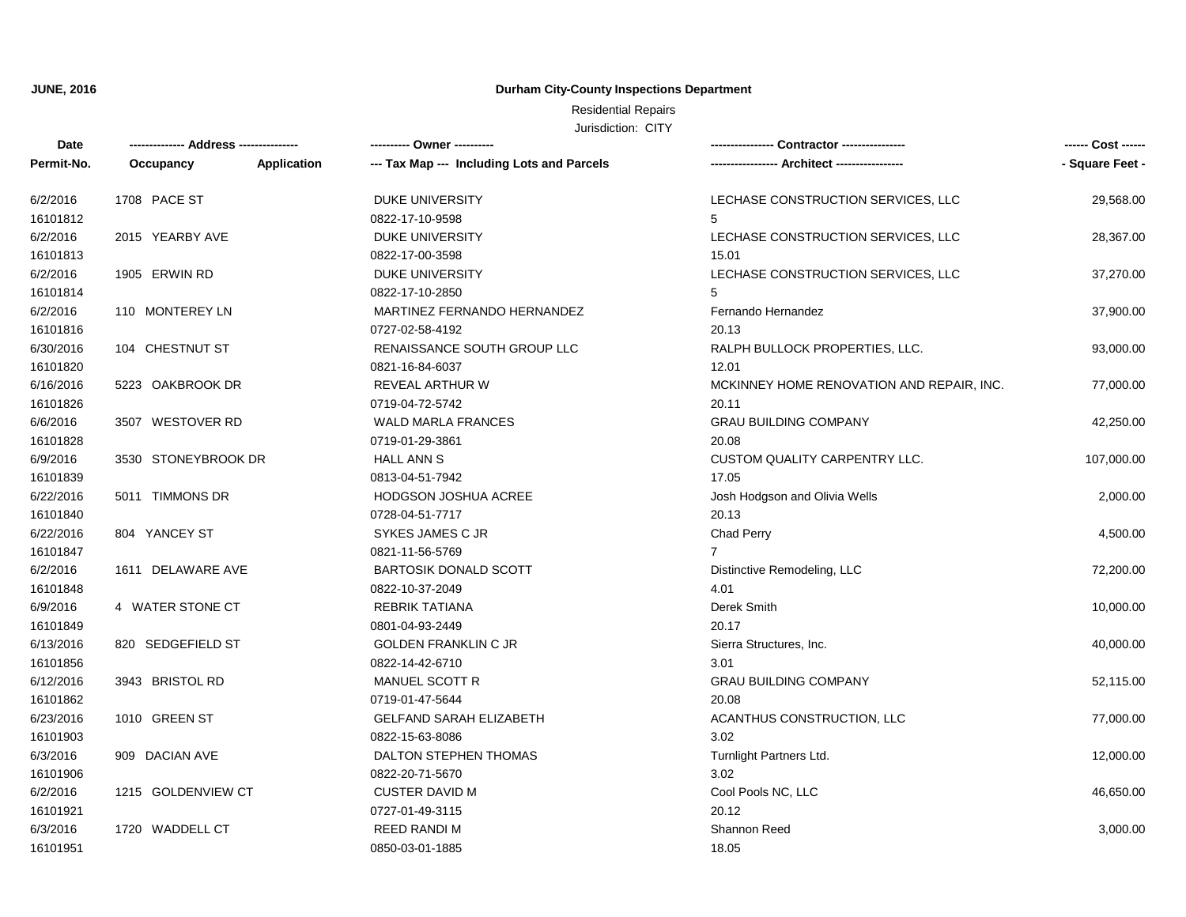**JUNE, 2016**

# Durham City-County Inspections Department

Residential Repairs

Jurisdiction: CITY

| Date<br>Permit-No. | Address<br>Occupancy | Application | Owner<br>Tax Map --- Including Lots and Parcels | Contractor<br>Architect | Cost<br>Square Feet |
|---|---|---|---|---|---|
| 6/2/2016<br>16101812 | 1708 PACE ST | | DUKE UNIVERSITY<br>0822-17-10-9598 | LECHASE CONSTRUCTION SERVICES, LLC<br>5 | 29,568.00 |
| 6/2/2016<br>16101813 | 2015 YEARBY AVE | | DUKE UNIVERSITY<br>0822-17-00-3598 | LECHASE CONSTRUCTION SERVICES, LLC<br>15.01 | 28,367.00 |
| 6/2/2016<br>16101814 | 1905 ERWIN RD | | DUKE UNIVERSITY<br>0822-17-10-2850 | LECHASE CONSTRUCTION SERVICES, LLC<br>5 | 37,270.00 |
| 6/2/2016<br>16101816 | 110 MONTEREY LN | | MARTINEZ FERNANDO HERNANDEZ<br>0727-02-58-4192 | Fernando Hernandez<br>20.13 | 37,900.00 |
| 6/30/2016<br>16101820 | 104 CHESTNUT ST | | RENAISSANCE SOUTH GROUP LLC<br>0821-16-84-6037 | RALPH BULLOCK PROPERTIES, LLC.<br>12.01 | 93,000.00 |
| 6/16/2016<br>16101826 | 5223 OAKBROOK DR | | REVEAL ARTHUR W<br>0719-04-72-5742 | MCKINNEY HOME RENOVATION AND REPAIR, INC.<br>20.11 | 77,000.00 |
| 6/6/2016<br>16101828 | 3507 WESTOVER RD | | WALD MARLA FRANCES<br>0719-01-29-3861 | GRAU BUILDING COMPANY<br>20.08 | 42,250.00 |
| 6/9/2016<br>16101839 | 3530 STONEYBROOK DR | | HALL ANN S<br>0813-04-51-7942 | CUSTOM QUALITY CARPENTRY LLC.<br>17.05 | 107,000.00 |
| 6/22/2016<br>16101840 | 5011 TIMMONS DR | | HODGSON JOSHUA ACREE<br>0728-04-51-7717 | Josh Hodgson and Olivia Wells<br>20.13 | 2,000.00 |
| 6/22/2016<br>16101847 | 804 YANCEY ST | | SYKES JAMES C JR<br>0821-11-56-5769 | Chad Perry<br>7 | 4,500.00 |
| 6/2/2016<br>16101848 | 1611 DELAWARE AVE | | BARTOSIK DONALD SCOTT<br>0822-10-37-2049 | Distinctive Remodeling, LLC<br>4.01 | 72,200.00 |
| 6/9/2016<br>16101849 | 4 WATER STONE CT | | REBRIK TATIANA<br>0801-04-93-2449 | Derek Smith<br>20.17 | 10,000.00 |
| 6/13/2016<br>16101856 | 820 SEDGEFIELD ST | | GOLDEN FRANKLIN C JR<br>0822-14-42-6710 | Sierra Structures, Inc.<br>3.01 | 40,000.00 |
| 6/12/2016<br>16101862 | 3943 BRISTOL RD | | MANUEL SCOTT R<br>0719-01-47-5644 | GRAU BUILDING COMPANY<br>20.08 | 52,115.00 |
| 6/23/2016<br>16101903 | 1010 GREEN ST | | GELFAND SARAH ELIZABETH<br>0822-15-63-8086 | ACANTHUS CONSTRUCTION, LLC<br>3.02 | 77,000.00 |
| 6/3/2016<br>16101906 | 909 DACIAN AVE | | DALTON STEPHEN THOMAS<br>0822-20-71-5670 | Turnlight Partners Ltd.<br>3.02 | 12,000.00 |
| 6/2/2016<br>16101921 | 1215 GOLDENVIEW CT | | CUSTER DAVID M<br>0727-01-49-3115 | Cool Pools NC, LLC<br>20.12 | 46,650.00 |
| 6/3/2016<br>16101951 | 1720 WADDELL CT | | REED RANDI M<br>0850-03-01-1885 | Shannon Reed<br>18.05 | 3,000.00 |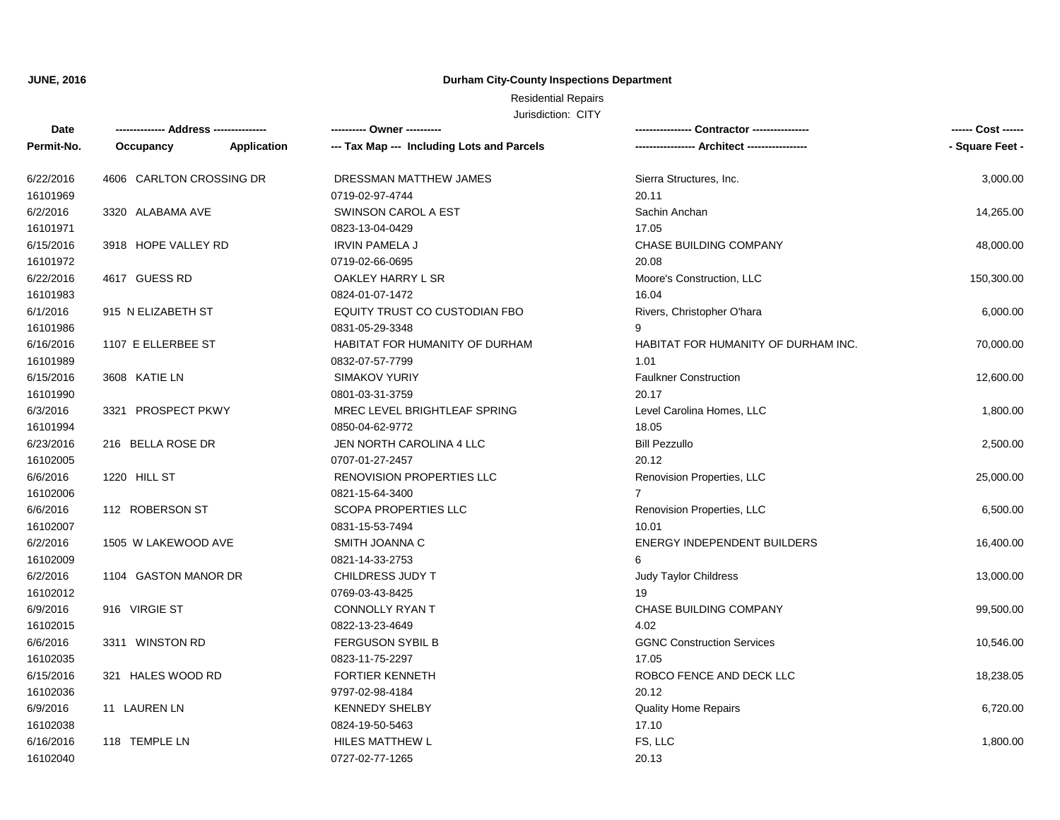**JUNE, 2016**

**Durham City-County Inspections Department**

Residential Repairs

Jurisdiction: CITY

| Date<br>Permit-No. | ------------- Address --------------<br>Occupancy Application | ---------- Owner ----------<br>--- Tax Map --- Including Lots and Parcels | ---------------- Contractor ----------------<br>----------------- Architect ----------------- | ------ Cost ------<br>- Square Feet - |
|---|---|---|---|---|
| 6/22/2016<br>16101969 | 4606 CARLTON CROSSING DR | DRESSMAN MATTHEW JAMES<br>0719-02-97-4744 | Sierra Structures, Inc.<br>20.11 | 3,000.00 |
| 6/2/2016<br>16101971 | 3320 ALABAMA AVE | SWINSON CAROL A EST<br>0823-13-04-0429 | Sachin Anchan<br>17.05 | 14,265.00 |
| 6/15/2016<br>16101972 | 3918 HOPE VALLEY RD | IRVIN PAMELA J<br>0719-02-66-0695 | CHASE BUILDING COMPANY<br>20.08 | 48,000.00 |
| 6/22/2016<br>16101983 | 4617 GUESS RD | OAKLEY HARRY L SR<br>0824-01-07-1472 | Moore's Construction, LLC<br>16.04 | 150,300.00 |
| 6/1/2016<br>16101986 | 915 N ELIZABETH ST | EQUITY TRUST CO CUSTODIAN FBO<br>0831-05-29-3348 | Rivers, Christopher O'hara<br>9 | 6,000.00 |
| 6/16/2016<br>16101989 | 1107 E ELLERBEE ST | HABITAT FOR HUMANITY OF DURHAM<br>0832-07-57-7799 | HABITAT FOR HUMANITY OF DURHAM INC.<br>1.01 | 70,000.00 |
| 6/15/2016<br>16101990 | 3608 KATIE LN | SIMAKOV YURIY<br>0801-03-31-3759 | Faulkner Construction<br>20.17 | 12,600.00 |
| 6/3/2016<br>16101994 | 3321 PROSPECT PKWY | MREC LEVEL BRIGHTLEAF SPRING<br>0850-04-62-9772 | Level Carolina Homes, LLC<br>18.05 | 1,800.00 |
| 6/23/2016<br>16102005 | 216 BELLA ROSE DR | JEN NORTH CAROLINA 4 LLC<br>0707-01-27-2457 | Bill Pezzullo<br>20.12 | 2,500.00 |
| 6/6/2016<br>16102006 | 1220 HILL ST | RENOVISION PROPERTIES LLC<br>0821-15-64-3400 | Renovision Properties, LLC<br>7 | 25,000.00 |
| 6/6/2016<br>16102007 | 112 ROBERSON ST | SCOPA PROPERTIES LLC<br>0831-15-53-7494 | Renovision Properties, LLC<br>10.01 | 6,500.00 |
| 6/2/2016<br>16102009 | 1505 W LAKEWOOD AVE | SMITH JOANNA C<br>0821-14-33-2753 | ENERGY INDEPENDENT BUILDERS<br>6 | 16,400.00 |
| 6/2/2016<br>16102012 | 1104 GASTON MANOR DR | CHILDRESS JUDY T<br>0769-03-43-8425 | Judy Taylor Childress<br>19 | 13,000.00 |
| 6/9/2016<br>16102015 | 916 VIRGIE ST | CONNOLLY RYAN T<br>0822-13-23-4649 | CHASE BUILDING COMPANY<br>4.02 | 99,500.00 |
| 6/6/2016<br>16102035 | 3311 WINSTON RD | FERGUSON SYBIL B<br>0823-11-75-2297 | GGNC Construction Services<br>17.05 | 10,546.00 |
| 6/15/2016<br>16102036 | 321 HALES WOOD RD | FORTIER KENNETH<br>9797-02-98-4184 | ROBCO FENCE AND DECK LLC<br>20.12 | 18,238.05 |
| 6/9/2016<br>16102038 | 11 LAUREN LN | KENNEDY SHELBY<br>0824-19-50-5463 | Quality Home Repairs<br>17.10 | 6,720.00 |
| 6/16/2016<br>16102040 | 118 TEMPLE LN | HILES MATTHEW L<br>0727-02-77-1265 | FS, LLC<br>20.13 | 1,800.00 |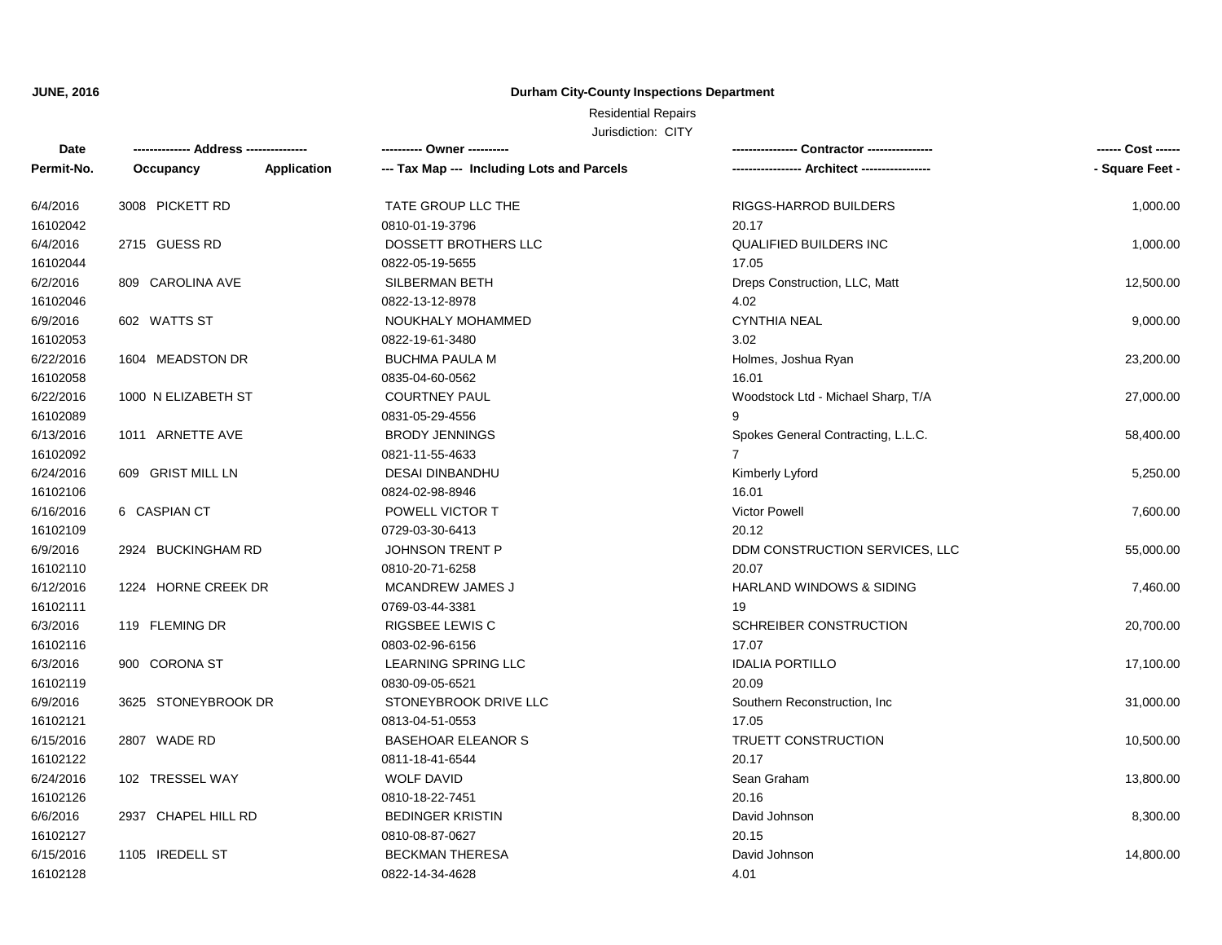**JUNE, 2016**

**Durham City-County Inspections Department**

Residential Repairs

Jurisdiction: CITY

| Date<br>Permit-No. | ------------- Address --------------<br>Occupancy | Application | ---------- Owner ----------<br>--- Tax Map --- Including Lots and Parcels | --------------- Contractor ---------------<br>---------------- Architect ---------------- | ------ Cost ------<br>- Square Feet - |
|---|---|---|---|---|---|
| 6/4/2016<br>16102042 | 3008 PICKETT RD | | TATE GROUP LLC THE<br>0810-01-19-3796 | RIGGS-HARROD BUILDERS<br>20.17 | 1,000.00 |
| 6/4/2016<br>16102044 | 2715 GUESS RD | | DOSSETT BROTHERS LLC<br>0822-05-19-5655 | QUALIFIED BUILDERS INC<br>17.05 | 1,000.00 |
| 6/2/2016<br>16102046 | 809 CAROLINA AVE | | SILBERMAN BETH<br>0822-13-12-8978 | Dreps Construction, LLC, Matt<br>4.02 | 12,500.00 |
| 6/9/2016<br>16102053 | 602 WATTS ST | | NOUKHALY MOHAMMED<br>0822-19-61-3480 | CYNTHIA NEAL<br>3.02 | 9,000.00 |
| 6/22/2016<br>16102058 | 1604 MEADSTON DR | | BUCHMA PAULA M<br>0835-04-60-0562 | Holmes, Joshua Ryan<br>16.01 | 23,200.00 |
| 6/22/2016<br>16102089 | 1000 N ELIZABETH ST | | COURTNEY PAUL<br>0831-05-29-4556 | Woodstock Ltd - Michael Sharp, T/A<br>9 | 27,000.00 |
| 6/13/2016<br>16102092 | 1011 ARNETTE AVE | | BRODY JENNINGS<br>0821-11-55-4633 | Spokes General Contracting, L.L.C.<br>7 | 58,400.00 |
| 6/24/2016<br>16102106 | 609 GRIST MILL LN | | DESAI DINBANDHU<br>0824-02-98-8946 | Kimberly Lyford<br>16.01 | 5,250.00 |
| 6/16/2016<br>16102109 | 6 CASPIAN CT | | POWELL VICTOR T<br>0729-03-30-6413 | Victor Powell<br>20.12 | 7,600.00 |
| 6/9/2016<br>16102110 | 2924 BUCKINGHAM RD | | JOHNSON TRENT P<br>0810-20-71-6258 | DDM CONSTRUCTION SERVICES, LLC<br>20.07 | 55,000.00 |
| 6/12/2016<br>16102111 | 1224 HORNE CREEK DR | | MCANDREW JAMES J<br>0769-03-44-3381 | HARLAND WINDOWS & SIDING<br>19 | 7,460.00 |
| 6/3/2016<br>16102116 | 119 FLEMING DR | | RIGSBEE LEWIS C<br>0803-02-96-6156 | SCHREIBER CONSTRUCTION<br>17.07 | 20,700.00 |
| 6/3/2016<br>16102119 | 900 CORONA ST | | LEARNING SPRING LLC<br>0830-09-05-6521 | IDALIA PORTILLO<br>20.09 | 17,100.00 |
| 6/9/2016<br>16102121 | 3625 STONEYBROOK DR | | STONEYBROOK DRIVE LLC<br>0813-04-51-0553 | Southern Reconstruction, Inc<br>17.05 | 31,000.00 |
| 6/15/2016<br>16102122 | 2807 WADE RD | | BASEHOAR ELEANOR S<br>0811-18-41-6544 | TRUETT CONSTRUCTION<br>20.17 | 10,500.00 |
| 6/24/2016<br>16102126 | 102 TRESSEL WAY | | WOLF DAVID<br>0810-18-22-7451 | Sean Graham<br>20.16 | 13,800.00 |
| 6/6/2016<br>16102127 | 2937 CHAPEL HILL RD | | BEDINGER KRISTIN<br>0810-08-87-0627 | David Johnson<br>20.15 | 8,300.00 |
| 6/15/2016<br>16102128 | 1105 IREDELL ST | | BECKMAN THERESA<br>0822-14-34-4628 | David Johnson<br>4.01 | 14,800.00 |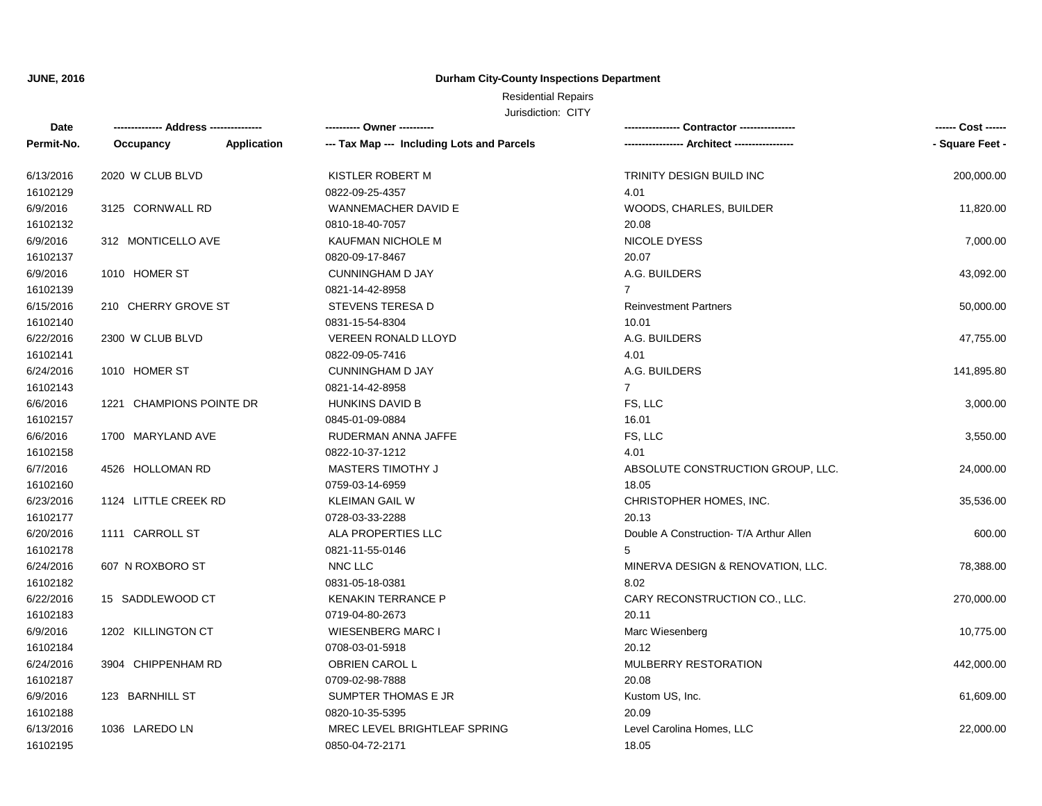**JUNE, 2016**

# Durham City-County Inspections Department

Residential Repairs

Jurisdiction: CITY

| Date<br>Permit-No. | ------------- Address --------------<br>Occupancy Application | ---------- Owner ----------<br>--- Tax Map --- Including Lots and Parcels | ---------------- Contractor ----------------<br>----------------- Architect ----------------- | ------ Cost ------<br>- Square Feet - |
|---|---|---|---|---|
| 6/13/2016<br>16102129 | 2020 W CLUB BLVD | KISTLER ROBERT M<br>0822-09-25-4357 | TRINITY DESIGN BUILD INC<br>4.01 | 200,000.00 |
| 6/9/2016<br>16102132 | 3125 CORNWALL RD | WANNEMACHER DAVID E<br>0810-18-40-7057 | WOODS, CHARLES, BUILDER<br>20.08 | 11,820.00 |
| 6/9/2016<br>16102137 | 312 MONTICELLO AVE | KAUFMAN NICHOLE M<br>0820-09-17-8467 | NICOLE DYESS<br>20.07 | 7,000.00 |
| 6/9/2016<br>16102139 | 1010 HOMER ST | CUNNINGHAM D JAY<br>0821-14-42-8958 | A.G. BUILDERS<br>7 | 43,092.00 |
| 6/15/2016<br>16102140 | 210 CHERRY GROVE ST | STEVENS TERESA D<br>0831-15-54-8304 | Reinvestment Partners<br>10.01 | 50,000.00 |
| 6/22/2016<br>16102141 | 2300 W CLUB BLVD | VEREEN RONALD LLOYD<br>0822-09-05-7416 | A.G. BUILDERS<br>4.01 | 47,755.00 |
| 6/24/2016<br>16102143 | 1010 HOMER ST | CUNNINGHAM D JAY<br>0821-14-42-8958 | A.G. BUILDERS<br>7 | 141,895.80 |
| 6/6/2016<br>16102157 | 1221 CHAMPIONS POINTE DR | HUNKINS DAVID B<br>0845-01-09-0884 | FS, LLC<br>16.01 | 3,000.00 |
| 6/6/2016<br>16102158 | 1700 MARYLAND AVE | RUDERMAN ANNA JAFFE<br>0822-10-37-1212 | FS, LLC<br>4.01 | 3,550.00 |
| 6/7/2016<br>16102160 | 4526 HOLLOMAN RD | MASTERS TIMOTHY J<br>0759-03-14-6959 | ABSOLUTE CONSTRUCTION GROUP, LLC.<br>18.05 | 24,000.00 |
| 6/23/2016<br>16102177 | 1124 LITTLE CREEK RD | KLEIMAN GAIL W<br>0728-03-33-2288 | CHRISTOPHER HOMES, INC.<br>20.13 | 35,536.00 |
| 6/20/2016<br>16102178 | 1111 CARROLL ST | ALA PROPERTIES LLC<br>0821-11-55-0146 | Double A Construction- T/A Arthur Allen<br>5 | 600.00 |
| 6/24/2016<br>16102182 | 607 N ROXBORO ST | NNC LLC<br>0831-05-18-0381 | MINERVA DESIGN & RENOVATION, LLC.<br>8.02 | 78,388.00 |
| 6/22/2016<br>16102183 | 15 SADDLEWOOD CT | KENAKIN TERRANCE P<br>0719-04-80-2673 | CARY RECONSTRUCTION CO., LLC.<br>20.11 | 270,000.00 |
| 6/9/2016<br>16102184 | 1202 KILLINGTON CT | WIESENBERG MARC I<br>0708-03-01-5918 | Marc Wiesenberg<br>20.12 | 10,775.00 |
| 6/24/2016<br>16102187 | 3904 CHIPPENHAM RD | OBRIEN CAROL L<br>0709-02-98-7888 | MULBERRY RESTORATION<br>20.08 | 442,000.00 |
| 6/9/2016<br>16102188 | 123 BARNHILL ST | SUMPTER THOMAS E JR<br>0820-10-35-5395 | Kustom US, Inc.<br>20.09 | 61,609.00 |
| 6/13/2016<br>16102195 | 1036 LAREDO LN | MREC LEVEL BRIGHTLEAF SPRING<br>0850-04-72-2171 | Level Carolina Homes, LLC<br>18.05 | 22,000.00 |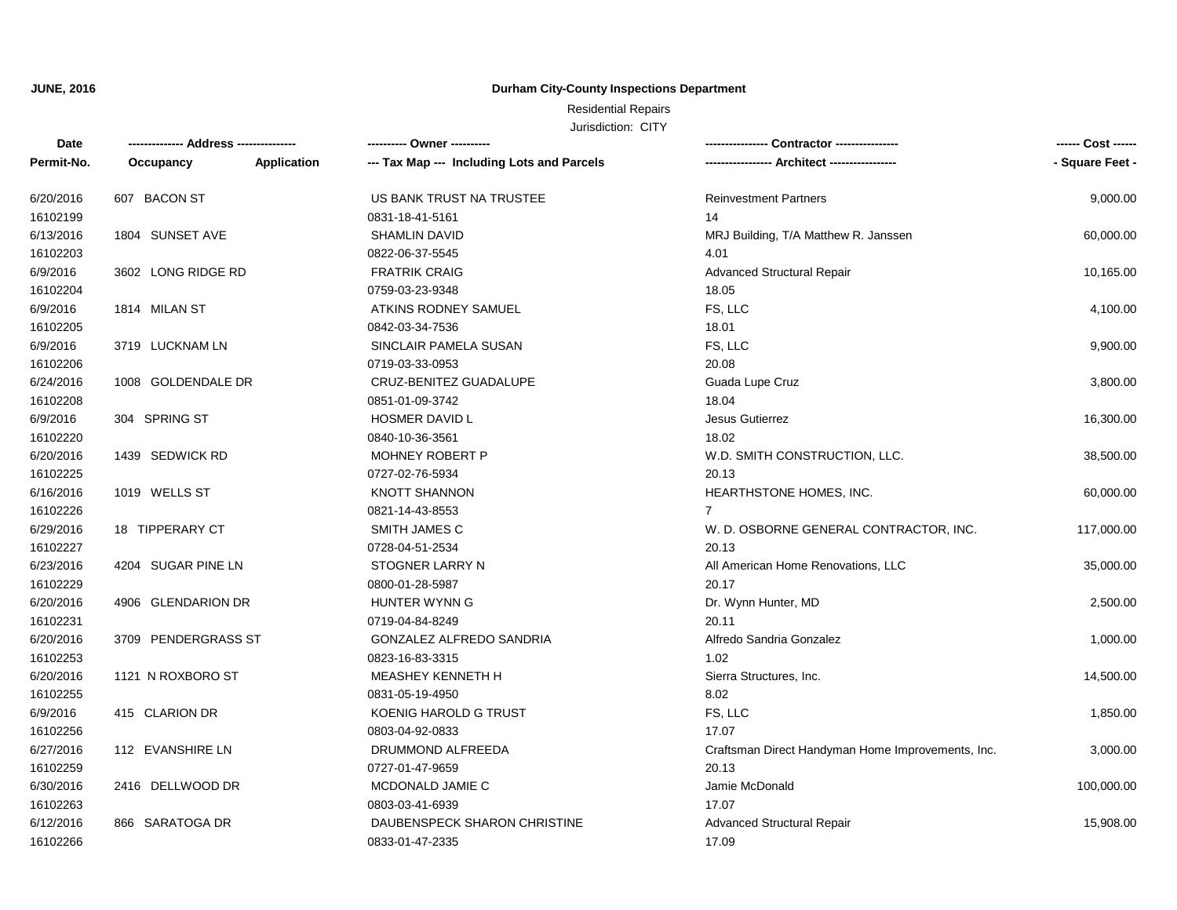**JUNE, 2016**

## Durham City-County Inspections Department

Residential Repairs

Jurisdiction: CITY

| Date / Permit-No. | Address / Occupancy / Application | Owner / Tax Map --- Including Lots and Parcels | Contractor / Architect | Cost / Square Feet |
|---|---|---|---|---|
| 6/20/2016<br>16102199 | 607 BACON ST | US BANK TRUST NA TRUSTEE<br>0831-18-41-5161 | Reinvestment Partners<br>14 | 9,000.00 |
| 6/13/2016<br>16102203 | 1804 SUNSET AVE | SHAMLIN DAVID<br>0822-06-37-5545 | MRJ Building, T/A Matthew R. Janssen<br>4.01 | 60,000.00 |
| 6/9/2016<br>16102204 | 3602 LONG RIDGE RD | FRATRIK CRAIG<br>0759-03-23-9348 | Advanced Structural Repair<br>18.05 | 10,165.00 |
| 6/9/2016<br>16102205 | 1814 MILAN ST | ATKINS RODNEY SAMUEL<br>0842-03-34-7536 | FS, LLC<br>18.01 | 4,100.00 |
| 6/9/2016<br>16102206 | 3719 LUCKNAM LN | SINCLAIR PAMELA SUSAN<br>0719-03-33-0953 | FS, LLC<br>20.08 | 9,900.00 |
| 6/24/2016<br>16102208 | 1008 GOLDENDALE DR | CRUZ-BENITEZ GUADALUPE<br>0851-01-09-3742 | Guada Lupe Cruz<br>18.04 | 3,800.00 |
| 6/9/2016<br>16102220 | 304 SPRING ST | HOSMER DAVID L<br>0840-10-36-3561 | Jesus Gutierrez<br>18.02 | 16,300.00 |
| 6/20/2016<br>16102225 | 1439 SEDWICK RD | MOHNEY ROBERT P<br>0727-02-76-5934 | W.D. SMITH CONSTRUCTION, LLC.<br>20.13 | 38,500.00 |
| 6/16/2016<br>16102226 | 1019 WELLS ST | KNOTT SHANNON<br>0821-14-43-8553 | HEARTHSTONE HOMES, INC.<br>7 | 60,000.00 |
| 6/29/2016<br>16102227 | 18 TIPPERARY CT | SMITH JAMES C<br>0728-04-51-2534 | W. D. OSBORNE GENERAL CONTRACTOR, INC.<br>20.13 | 117,000.00 |
| 6/23/2016<br>16102229 | 4204 SUGAR PINE LN | STOGNER LARRY N<br>0800-01-28-5987 | All American Home Renovations, LLC<br>20.17 | 35,000.00 |
| 6/20/2016<br>16102231 | 4906 GLENDARION DR | HUNTER WYNN G<br>0719-04-84-8249 | Dr. Wynn Hunter, MD<br>20.11 | 2,500.00 |
| 6/20/2016<br>16102253 | 3709 PENDERGRASS ST | GONZALEZ ALFREDO SANDRIA<br>0823-16-83-3315 | Alfredo Sandria Gonzalez<br>1.02 | 1,000.00 |
| 6/20/2016<br>16102255 | 1121 N ROXBORO ST | MEASHEY KENNETH H<br>0831-05-19-4950 | Sierra Structures, Inc.<br>8.02 | 14,500.00 |
| 6/9/2016<br>16102256 | 415 CLARION DR | KOENIG HAROLD G TRUST<br>0803-04-92-0833 | FS, LLC<br>17.07 | 1,850.00 |
| 6/27/2016<br>16102259 | 112 EVANSHIRE LN | DRUMMOND ALFREEDA<br>0727-01-47-9659 | Craftsman Direct Handyman Home Improvements, Inc.<br>20.13 | 3,000.00 |
| 6/30/2016<br>16102263 | 2416 DELLWOOD DR | MCDONALD JAMIE C<br>0803-03-41-6939 | Jamie McDonald<br>17.07 | 100,000.00 |
| 6/12/2016<br>16102266 | 866 SARATOGA DR | DAUBENSPECK SHARON CHRISTINE<br>0833-01-47-2335 | Advanced Structural Repair<br>17.09 | 15,908.00 |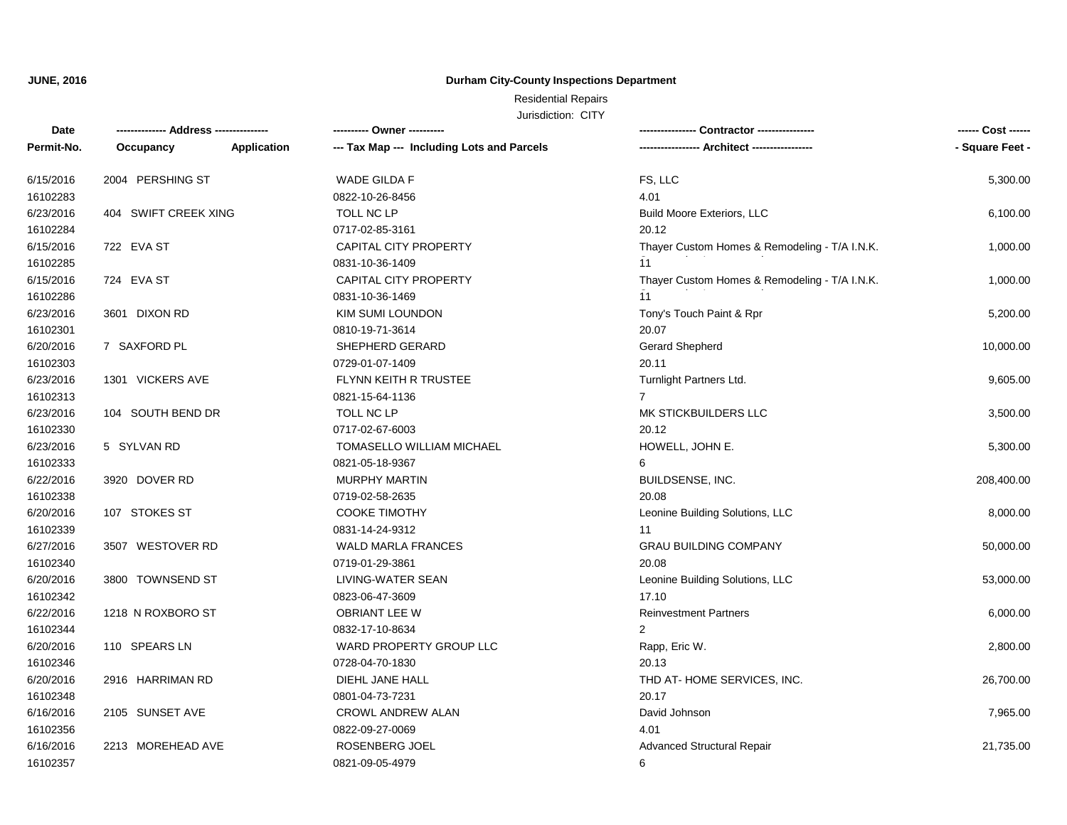**JUNE, 2016**

**Durham City-County Inspections Department**

Residential Repairs

Jurisdiction: CITY

| Date<br>Permit-No. | ------------- Address --------------<br>Occupancy Application | ---------- Owner ----------<br>--- Tax Map --- Including Lots and Parcels | ---------------- Contractor ----------------<br>----------------- Architect ----------------- | ------ Cost ------<br>- Square Feet - |
|---|---|---|---|---|
| 6/15/2016<br>16102283 | 2004 PERSHING ST | WADE GILDA F<br>0822-10-26-8456 | FS, LLC<br>4.01 | 5,300.00 |
| 6/23/2016<br>16102284 | 404 SWIFT CREEK XING | TOLL NC LP<br>0717-02-85-3161 | Build Moore Exteriors, LLC<br>20.12 | 6,100.00 |
| 6/15/2016<br>16102285 | 722 EVA ST | CAPITAL CITY PROPERTY<br>0831-10-36-1409 | Thayer Custom Homes & Remodeling - T/A I.N.K.<br>11 | 1,000.00 |
| 6/15/2016<br>16102286 | 724 EVA ST | CAPITAL CITY PROPERTY<br>0831-10-36-1469 | Thayer Custom Homes & Remodeling - T/A I.N.K.<br>11 | 1,000.00 |
| 6/23/2016<br>16102301 | 3601 DIXON RD | KIM SUMI LOUNDON<br>0810-19-71-3614 | Tony's Touch Paint & Rpr<br>20.07 | 5,200.00 |
| 6/20/2016<br>16102303 | 7 SAXFORD PL | SHEPHERD GERARD<br>0729-01-07-1409 | Gerard Shepherd<br>20.11 | 10,000.00 |
| 6/23/2016<br>16102313 | 1301 VICKERS AVE | FLYNN KEITH R TRUSTEE<br>0821-15-64-1136 | Turnlight Partners Ltd.<br>7 | 9,605.00 |
| 6/23/2016<br>16102330 | 104 SOUTH BEND DR | TOLL NC LP<br>0717-02-67-6003 | MK STICKBUILDERS LLC<br>20.12 | 3,500.00 |
| 6/23/2016<br>16102333 | 5 SYLVAN RD | TOMASELLO WILLIAM MICHAEL<br>0821-05-18-9367 | HOWELL, JOHN E.<br>6 | 5,300.00 |
| 6/22/2016<br>16102338 | 3920 DOVER RD | MURPHY MARTIN<br>0719-02-58-2635 | BUILDSENSE, INC.<br>20.08 | 208,400.00 |
| 6/20/2016<br>16102339 | 107 STOKES ST | COOKE TIMOTHY<br>0831-14-24-9312 | Leonine Building Solutions, LLC<br>11 | 8,000.00 |
| 6/27/2016<br>16102340 | 3507 WESTOVER RD | WALD MARLA FRANCES<br>0719-01-29-3861 | GRAU BUILDING COMPANY<br>20.08 | 50,000.00 |
| 6/20/2016<br>16102342 | 3800 TOWNSEND ST | LIVING-WATER SEAN<br>0823-06-47-3609 | Leonine Building Solutions, LLC<br>17.10 | 53,000.00 |
| 6/22/2016<br>16102344 | 1218 N ROXBORO ST | OBRIANT LEE W<br>0832-17-10-8634 | Reinvestment Partners<br>2 | 6,000.00 |
| 6/20/2016<br>16102346 | 110 SPEARS LN | WARD PROPERTY GROUP LLC<br>0728-04-70-1830 | Rapp, Eric W.<br>20.13 | 2,800.00 |
| 6/20/2016<br>16102348 | 2916 HARRIMAN RD | DIEHL JANE HALL<br>0801-04-73-7231 | THD AT- HOME SERVICES, INC.<br>20.17 | 26,700.00 |
| 6/16/2016<br>16102356 | 2105 SUNSET AVE | CROWL ANDREW ALAN<br>0822-09-27-0069 | David Johnson<br>4.01 | 7,965.00 |
| 6/16/2016<br>16102357 | 2213 MOREHEAD AVE | ROSENBERG JOEL<br>0821-09-05-4979 | Advanced Structural Repair<br>6 | 21,735.00 |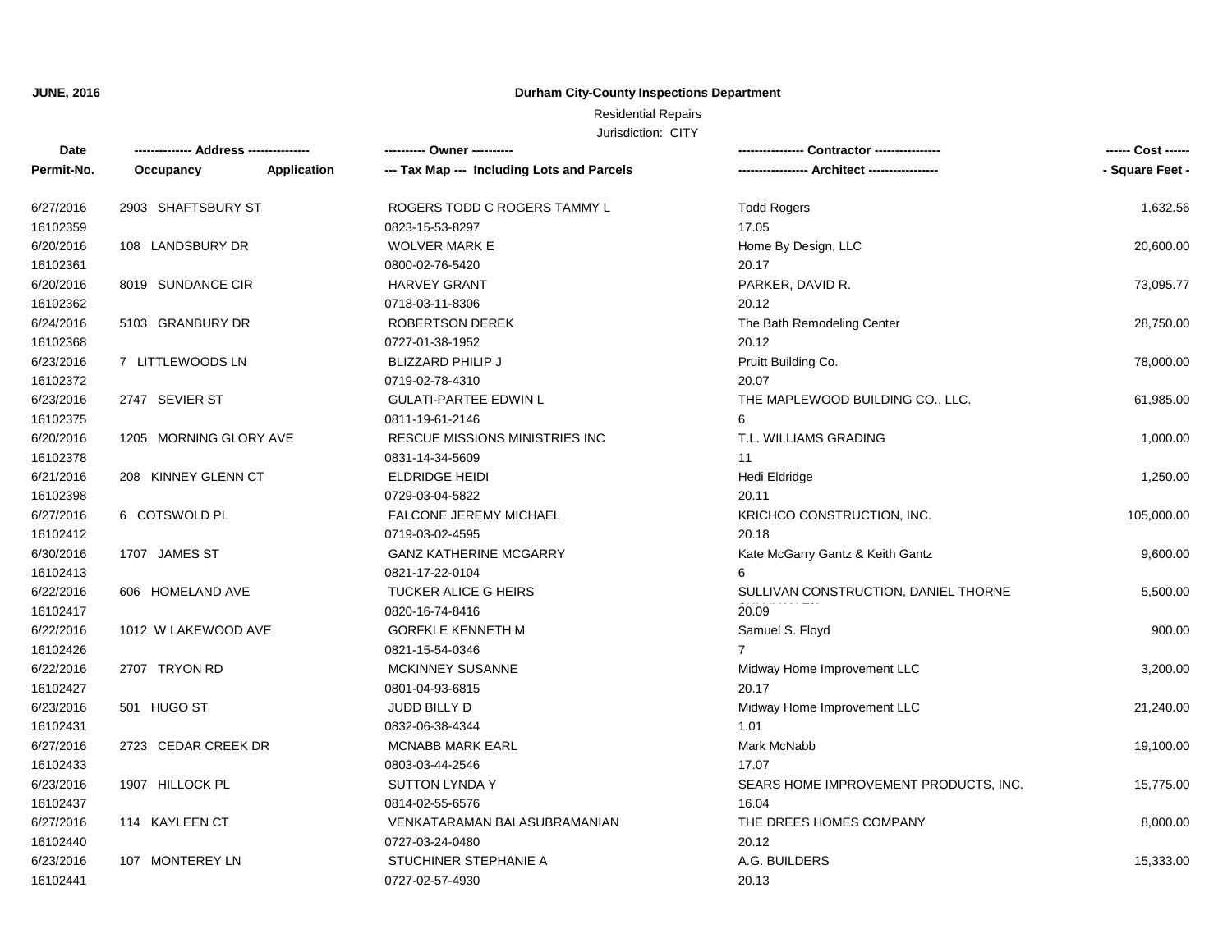**JUNE, 2016**

**Durham City-County Inspections Department**

Residential Repairs

Jurisdiction: CITY

| Date<br>Permit-No. | ------------- Address --------------<br>Occupancy Application | ---------- Owner ----------<br>--- Tax Map --- Including Lots and Parcels | ---------------- Contractor ----------------<br>----------------- Architect ----------------- | ------ Cost ------<br>- Square Feet - |
|---|---|---|---|---|
| 6/27/2016<br>16102359 | 2903 SHAFTSBURY ST | ROGERS TODD C ROGERS TAMMY L<br>0823-15-53-8297 | Todd Rogers<br>17.05 | 1,632.56 |
| 6/20/2016<br>16102361 | 108 LANDSBURY DR | WOLVER MARK E<br>0800-02-76-5420 | Home By Design, LLC<br>20.17 | 20,600.00 |
| 6/20/2016<br>16102362 | 8019 SUNDANCE CIR | HARVEY GRANT<br>0718-03-11-8306 | PARKER, DAVID R.<br>20.12 | 73,095.77 |
| 6/24/2016<br>16102368 | 5103 GRANBURY DR | ROBERTSON DEREK<br>0727-01-38-1952 | The Bath Remodeling Center<br>20.12 | 28,750.00 |
| 6/23/2016<br>16102372 | 7 LITTLEWOODS LN | BLIZZARD PHILIP J<br>0719-02-78-4310 | Pruitt Building Co.<br>20.07 | 78,000.00 |
| 6/23/2016<br>16102375 | 2747 SEVIER ST | GULATI-PARTEE EDWIN L<br>0811-19-61-2146 | THE MAPLEWOOD BUILDING CO., LLC.<br>6 | 61,985.00 |
| 6/20/2016<br>16102378 | 1205 MORNING GLORY AVE | RESCUE MISSIONS MINISTRIES INC<br>0831-14-34-5609 | T.L. WILLIAMS GRADING<br>11 | 1,000.00 |
| 6/21/2016<br>16102398 | 208 KINNEY GLENN CT | ELDRIDGE HEIDI<br>0729-03-04-5822 | Hedi Eldridge<br>20.11 | 1,250.00 |
| 6/27/2016<br>16102412 | 6 COTSWOLD PL | FALCONE JEREMY MICHAEL<br>0719-03-02-4595 | KRICHCO CONSTRUCTION, INC.<br>20.18 | 105,000.00 |
| 6/30/2016<br>16102413 | 1707 JAMES ST | GANZ KATHERINE MCGARRY<br>0821-17-22-0104 | Kate McGarry Gantz & Keith Gantz<br>6 | 9,600.00 |
| 6/22/2016<br>16102417 | 606 HOMELAND AVE | TUCKER ALICE G HEIRS<br>0820-16-74-8416 | SULLIVAN CONSTRUCTION, DANIEL THORNE<br>20.09 | 5,500.00 |
| 6/22/2016<br>16102426 | 1012 W LAKEWOOD AVE | GORFKLE KENNETH M<br>0821-15-54-0346 | Samuel S. Floyd<br>7 | 900.00 |
| 6/22/2016<br>16102427 | 2707 TRYON RD | MCKINNEY SUSANNE<br>0801-04-93-6815 | Midway Home Improvement LLC<br>20.17 | 3,200.00 |
| 6/23/2016<br>16102431 | 501 HUGO ST | JUDD BILLY D<br>0832-06-38-4344 | Midway Home Improvement LLC<br>1.01 | 21,240.00 |
| 6/27/2016<br>16102433 | 2723 CEDAR CREEK DR | MCNABB MARK EARL<br>0803-03-44-2546 | Mark McNabb<br>17.07 | 19,100.00 |
| 6/23/2016<br>16102437 | 1907 HILLOCK PL | SUTTON LYNDA Y<br>0814-02-55-6576 | SEARS HOME IMPROVEMENT PRODUCTS, INC.<br>16.04 | 15,775.00 |
| 6/27/2016<br>16102440 | 114 KAYLEEN CT | VENKATARAMAN BALASUBRAMANIAN<br>0727-03-24-0480 | THE DREES HOMES COMPANY<br>20.12 | 8,000.00 |
| 6/23/2016<br>16102441 | 107 MONTEREY LN | STUCHINER STEPHANIE A<br>0727-02-57-4930 | A.G. BUILDERS<br>20.13 | 15,333.00 |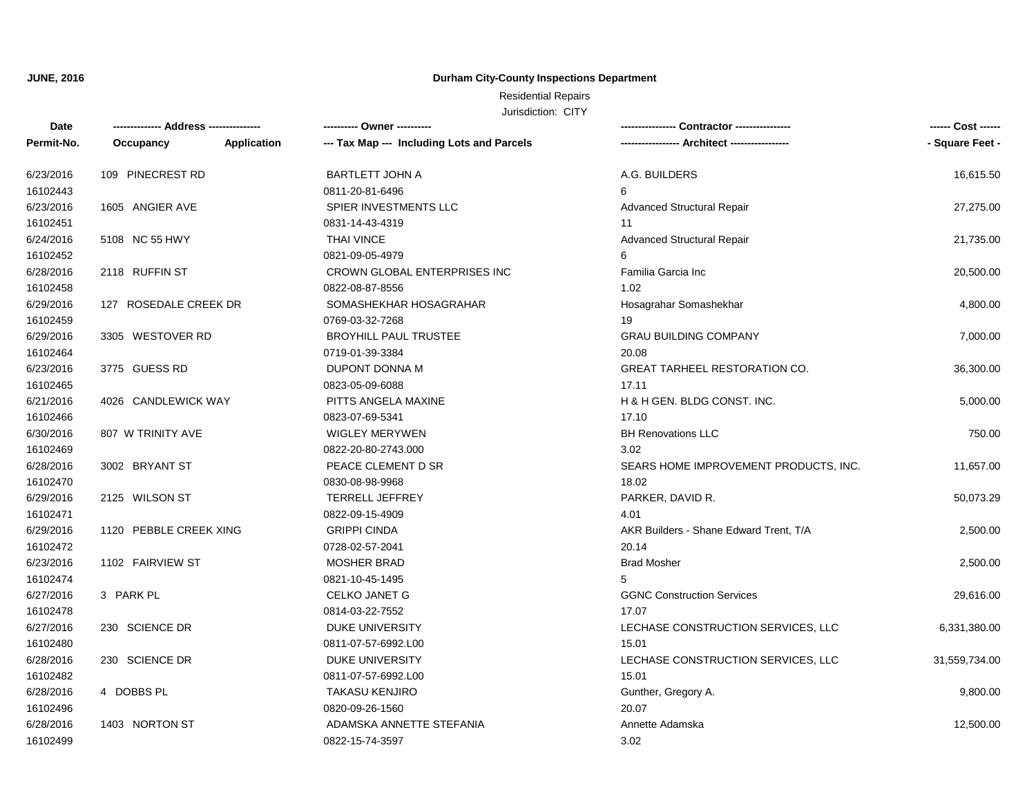**JUNE, 2016**

**Durham City-County Inspections Department**

Residential Repairs

Jurisdiction: CITY

| Date<br>Permit-No. | ------------- Address ---------------<br>Occupancy Application | ---------- Owner ----------<br>--- Tax Map --- Including Lots and Parcels | ---------------- Contractor ----------------<br>----------------- Architect ----------------- | ------ Cost ------<br>- Square Feet - |
|---|---|---|---|---|
| 6/23/2016<br>16102443 | 109 PINECREST RD | BARTLETT JOHN A<br>0811-20-81-6496 | A.G. BUILDERS<br>6 | 16,615.50 |
| 6/23/2016<br>16102451 | 1605 ANGIER AVE | SPIER INVESTMENTS LLC<br>0831-14-43-4319 | Advanced Structural Repair<br>11 | 27,275.00 |
| 6/24/2016<br>16102452 | 5108 NC 55 HWY | THAI VINCE<br>0821-09-05-4979 | Advanced Structural Repair<br>6 | 21,735.00 |
| 6/28/2016<br>16102458 | 2118 RUFFIN ST | CROWN GLOBAL ENTERPRISES INC<br>0822-08-87-8556 | Familia Garcia Inc<br>1.02 | 20,500.00 |
| 6/29/2016<br>16102459 | 127 ROSEDALE CREEK DR | SOMASHEKHAR HOSAGRAHAR<br>0769-03-32-7268 | Hosagrahar Somashekhar<br>19 | 4,800.00 |
| 6/29/2016<br>16102464 | 3305 WESTOVER RD | BROYHILL PAUL TRUSTEE<br>0719-01-39-3384 | GRAU BUILDING COMPANY<br>20.08 | 7,000.00 |
| 6/23/2016<br>16102465 | 3775 GUESS RD | DUPONT DONNA M<br>0823-05-09-6088 | GREAT TARHEEL RESTORATION CO.<br>17.11 | 36,300.00 |
| 6/21/2016<br>16102466 | 4026 CANDLEWICK WAY | PITTS ANGELA MAXINE<br>0823-07-69-5341 | H & H GEN. BLDG CONST. INC.<br>17.10 | 5,000.00 |
| 6/30/2016<br>16102469 | 807 W TRINITY AVE | WIGLEY MERYWEN<br>0822-20-80-2743.000 | BH Renovations LLC<br>3.02 | 750.00 |
| 6/28/2016<br>16102470 | 3002 BRYANT ST | PEACE CLEMENT D SR<br>0830-08-98-9968 | SEARS HOME IMPROVEMENT PRODUCTS, INC.<br>18.02 | 11,657.00 |
| 6/29/2016<br>16102471 | 2125 WILSON ST | TERRELL JEFFREY<br>0822-09-15-4909 | PARKER, DAVID R.<br>4.01 | 50,073.29 |
| 6/29/2016<br>16102472 | 1120 PEBBLE CREEK XING | GRIPPI CINDA<br>0728-02-57-2041 | AKR Builders - Shane Edward Trent, T/A<br>20.14 | 2,500.00 |
| 6/23/2016<br>16102474 | 1102 FAIRVIEW ST | MOSHER BRAD<br>0821-10-45-1495 | Brad Mosher<br>5 | 2,500.00 |
| 6/27/2016<br>16102478 | 3 PARK PL | CELKO JANET G<br>0814-03-22-7552 | GGNC Construction Services<br>17.07 | 29,616.00 |
| 6/27/2016<br>16102480 | 230 SCIENCE DR | DUKE UNIVERSITY<br>0811-07-57-6992.L00 | LECHASE CONSTRUCTION SERVICES, LLC<br>15.01 | 6,331,380.00 |
| 6/28/2016<br>16102482 | 230 SCIENCE DR | DUKE UNIVERSITY<br>0811-07-57-6992.L00 | LECHASE CONSTRUCTION SERVICES, LLC<br>15.01 | 31,559,734.00 |
| 6/28/2016<br>16102496 | 4 DOBBS PL | TAKASU KENJIRO<br>0820-09-26-1560 | Gunther, Gregory A.<br>20.07 | 9,800.00 |
| 6/28/2016<br>16102499 | 1403 NORTON ST | ADAMSKA ANNETTE STEFANIA<br>0822-15-74-3597 | Annette Adamska<br>3.02 | 12,500.00 |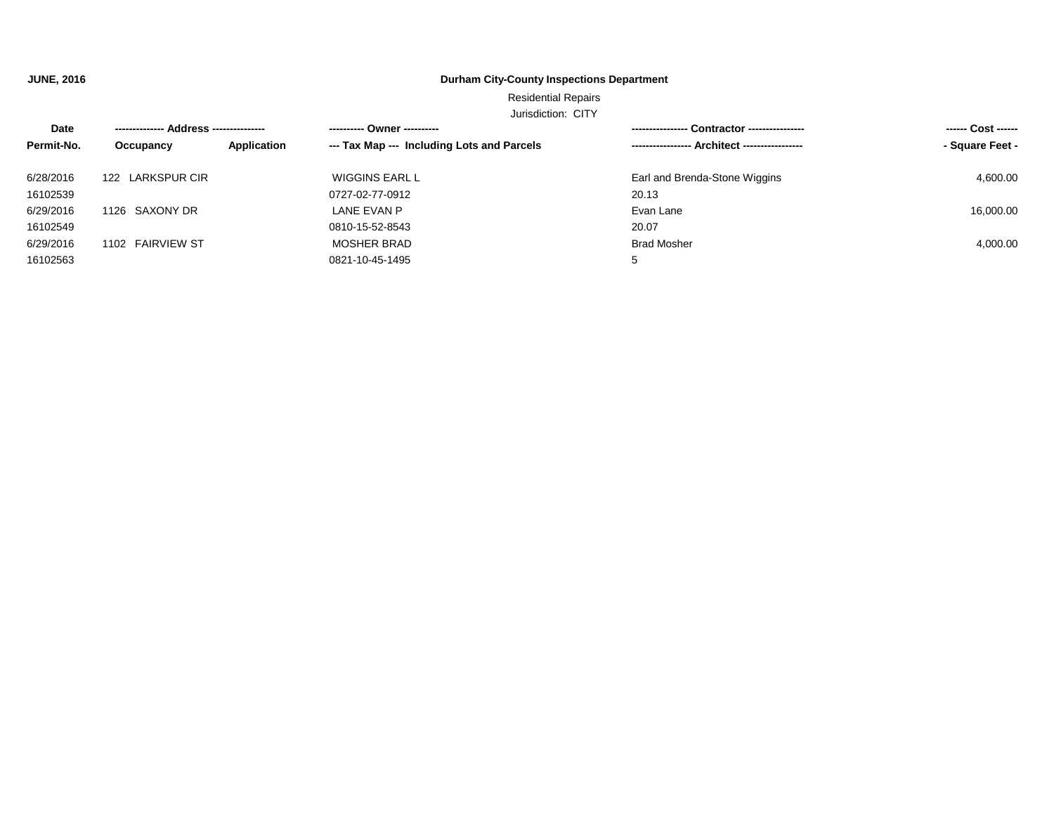**JUNE, 2016**

**Durham City-County Inspections Department**

Residential Repairs

Jurisdiction: CITY

| **Date** | **-------------- Address ---------------** | | **---------- Owner ----------** | **---------------- Contractor ----------------** | **------ Cost ------** |
|---|---|---|---|---|---|
| **Permit-No.** | **Occupancy** | **Application** | **--- Tax Map --- Including Lots and Parcels** | **----------------- Architect -----------------** | **- Square Feet -** |
| 6/28/2016 | 122 LARKSPUR CIR | | WIGGINS EARL L | Earl and Brenda-Stone Wiggins | 4,600.00 |
| 16102539 | | | 0727-02-77-0912 | 20.13 | |
| 6/29/2016 | 1126 SAXONY DR | | LANE EVAN P | Evan Lane | 16,000.00 |
| 16102549 | | | 0810-15-52-8543 | 20.07 | |
| 6/29/2016 | 1102 FAIRVIEW ST | | MOSHER BRAD | Brad Mosher | 4,000.00 |
| 16102563 | | | 0821-10-45-1495 | 5 | |